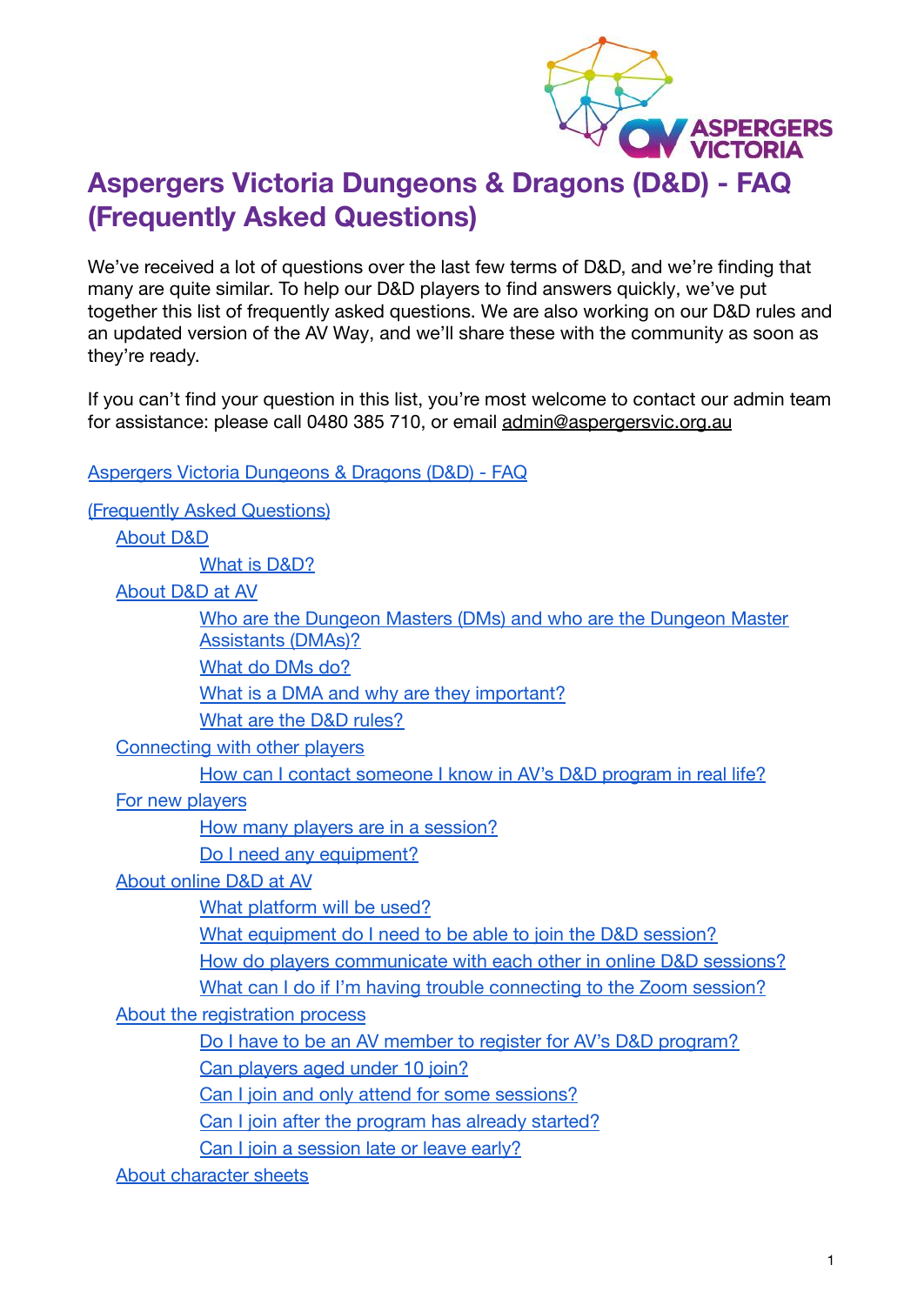# Aspergers Victoria Dungeons & Dragons (D&D) - FAQ (Frequently Asked Questions)

We've received a lot of questions over the last few terms of D&D, and we're finding that many are quite similar. To help our D&D players to find answers quickly, we've put together this list of frequently asked questions. We are also working on our D&D rules and an updated version of the AV Way, and we'll share these with the community as soon as they're ready.

If you can't find your question in this list, you're most welcome to contact our admin team for assistance: please call 0480 385 710, or email admin@aspergersvic.org.au

- Aspergers Victoria Dungeons & Dragons (D&D) - FAQ
- (Frequently Asked Questions)
  - About D&D
    - What is D&D?
  - About D&D at AV
    - Who are the Dungeon Masters (DMs) and who are the Dungeon Master Assistants (DMAs)?
    - What do DMs do?
    - What is a DMA and why are they important?
    - What are the D&D rules?
  - Connecting with other players
    - How can I contact someone I know in AV's D&D program in real life?
  - For new players
    - How many players are in a session?
    - Do I need any equipment?
  - About online D&D at AV
    - What platform will be used?
    - What equipment do I need to be able to join the D&D session?
    - How do players communicate with each other in online D&D sessions?
    - What can I do if I'm having trouble connecting to the Zoom session?
  - About the registration process
    - Do I have to be an AV member to register for AV's D&D program?
    - Can players aged under 10 join?
    - Can I join and only attend for some sessions?
    - Can I join after the program has already started?
    - Can I join a session late or leave early?
  - About character sheets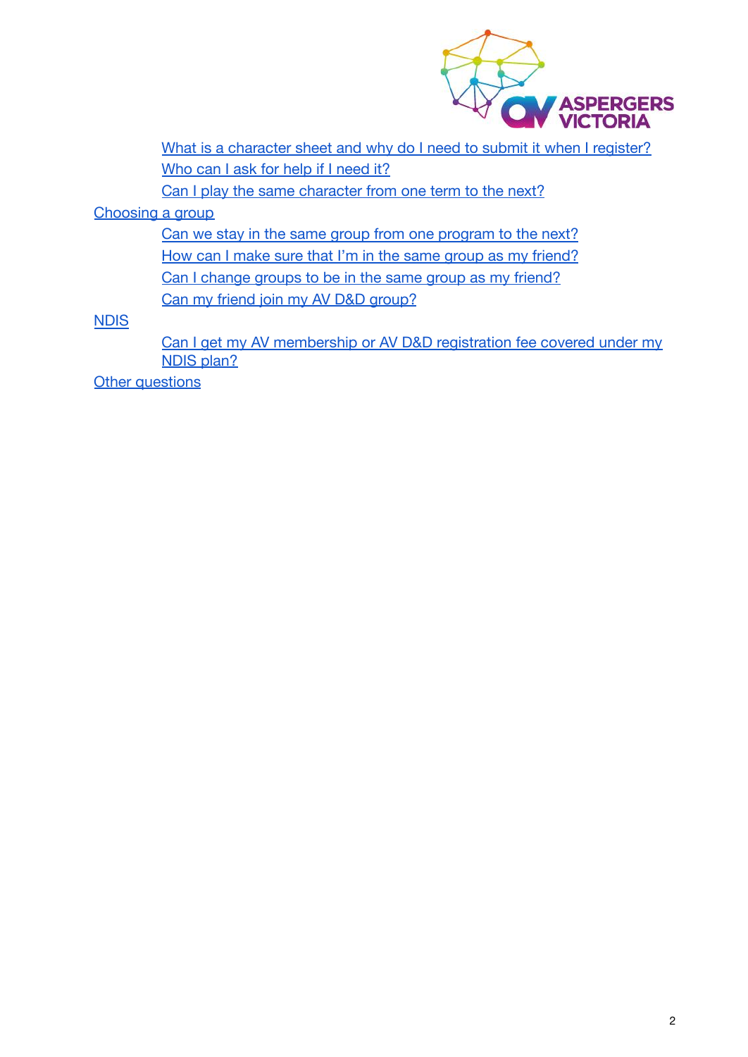- What is a character sheet and why do I need to submit it when I register?
- Who can I ask for help if I need it?
- Can I play the same character from one term to the next?

Choosing a group

- Can we stay in the same group from one program to the next?
- How can I make sure that I'm in the same group as my friend?
- Can I change groups to be in the same group as my friend?
- Can my friend join my AV D&D group?

NDIS

- Can I get my AV membership or AV D&D registration fee covered under my NDIS plan?

Other questions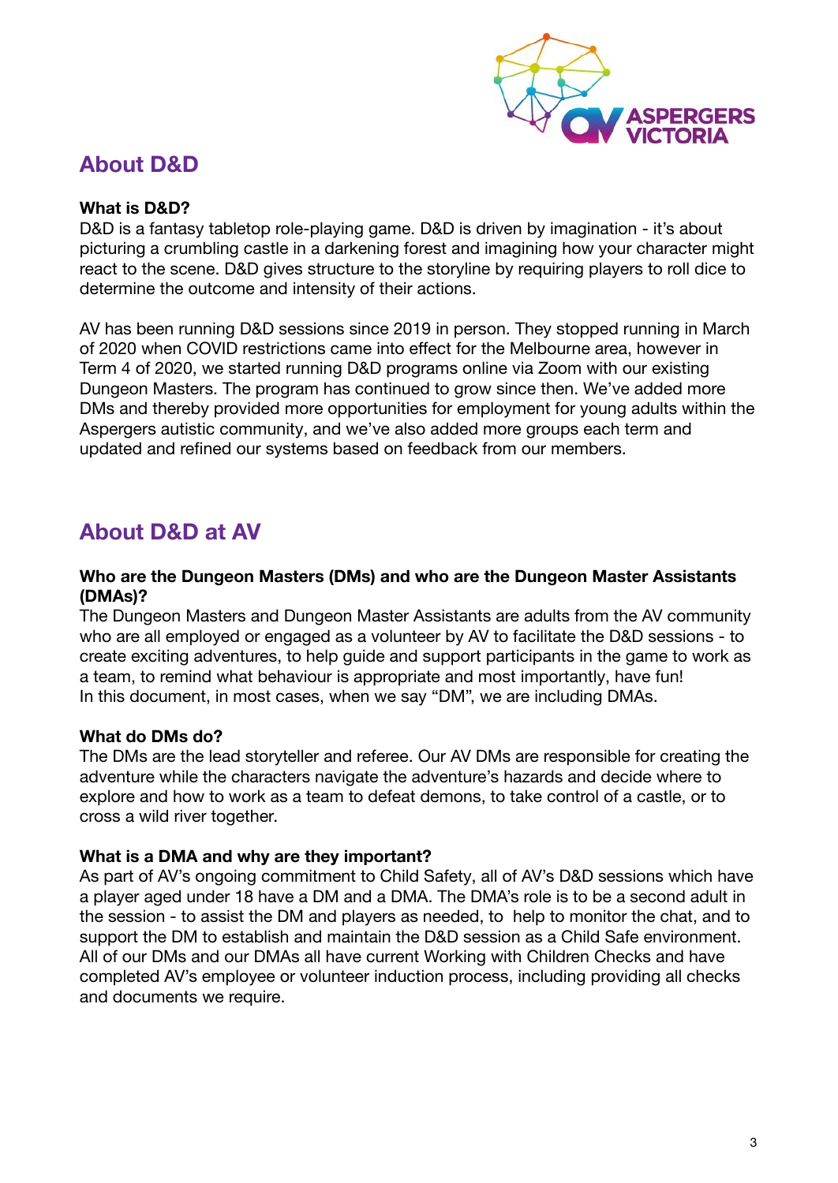## About D&D

**What is D&D?**

D&D is a fantasy tabletop role-playing game. D&D is driven by imagination - it's about picturing a crumbling castle in a darkening forest and imagining how your character might react to the scene. D&D gives structure to the storyline by requiring players to roll dice to determine the outcome and intensity of their actions.

AV has been running D&D sessions since 2019 in person. They stopped running in March of 2020 when COVID restrictions came into effect for the Melbourne area, however in Term 4 of 2020, we started running D&D programs online via Zoom with our existing Dungeon Masters. The program has continued to grow since then. We've added more DMs and thereby provided more opportunities for employment for young adults within the Aspergers autistic community, and we've also added more groups each term and updated and refined our systems based on feedback from our members.

## About D&D at AV

**Who are the Dungeon Masters (DMs) and who are the Dungeon Master Assistants (DMAs)?**

The Dungeon Masters and Dungeon Master Assistants are adults from the AV community who are all employed or engaged as a volunteer by AV to facilitate the D&D sessions - to create exciting adventures, to help guide and support participants in the game to work as a team, to remind what behaviour is appropriate and most importantly, have fun!
In this document, in most cases, when we say "DM", we are including DMAs.

**What do DMs do?**

The DMs are the lead storyteller and referee. Our AV DMs are responsible for creating the adventure while the characters navigate the adventure's hazards and decide where to explore and how to work as a team to defeat demons, to take control of a castle, or to cross a wild river together.

**What is a DMA and why are they important?**

As part of AV's ongoing commitment to Child Safety, all of AV's D&D sessions which have a player aged under 18 have a DM and a DMA. The DMA's role is to be a second adult in the session - to assist the DM and players as needed, to help to monitor the chat, and to support the DM to establish and maintain the D&D session as a Child Safe environment. All of our DMs and our DMAs all have current Working with Children Checks and have completed AV's employee or volunteer induction process, including providing all checks and documents we require.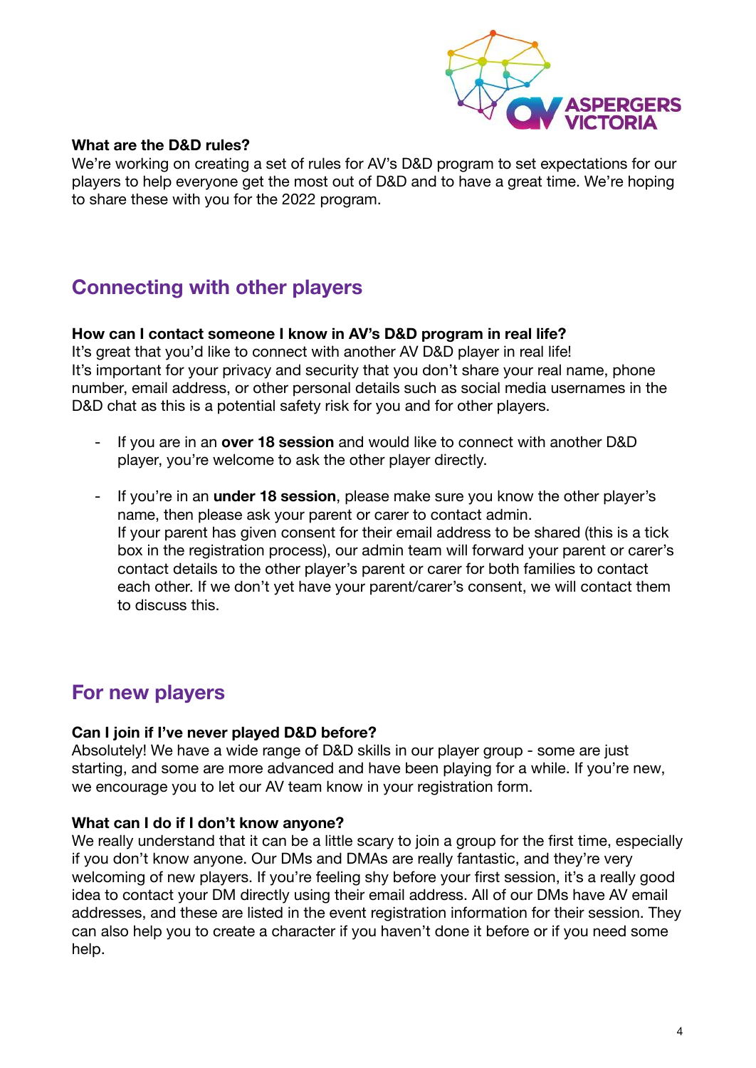**What are the D&D rules?**
We're working on creating a set of rules for AV's D&D program to set expectations for our players to help everyone get the most out of D&D and to have a great time. We're hoping to share these with you for the 2022 program.

## Connecting with other players

**How can I contact someone I know in AV's D&D program in real life?**
It's great that you'd like to connect with another AV D&D player in real life!
It's important for your privacy and security that you don't share your real name, phone number, email address, or other personal details such as social media usernames in the D&D chat as this is a potential safety risk for you and for other players.

- If you are in an **over 18 session** and would like to connect with another D&D player, you're welcome to ask the other player directly.
- If you're in an **under 18 session**, please make sure you know the other player's name, then please ask your parent or carer to contact admin.
  If your parent has given consent for their email address to be shared (this is a tick box in the registration process), our admin team will forward your parent or carer's contact details to the other player's parent or carer for both families to contact each other. If we don't yet have your parent/carer's consent, we will contact them to discuss this.

## For new players

**Can I join if I've never played D&D before?**
Absolutely! We have a wide range of D&D skills in our player group - some are just starting, and some are more advanced and have been playing for a while. If you're new, we encourage you to let our AV team know in your registration form.

**What can I do if I don't know anyone?**
We really understand that it can be a little scary to join a group for the first time, especially if you don't know anyone. Our DMs and DMAs are really fantastic, and they're very welcoming of new players. If you're feeling shy before your first session, it's a really good idea to contact your DM directly using their email address. All of our DMs have AV email addresses, and these are listed in the event registration information for their session. They can also help you to create a character if you haven't done it before or if you need some help.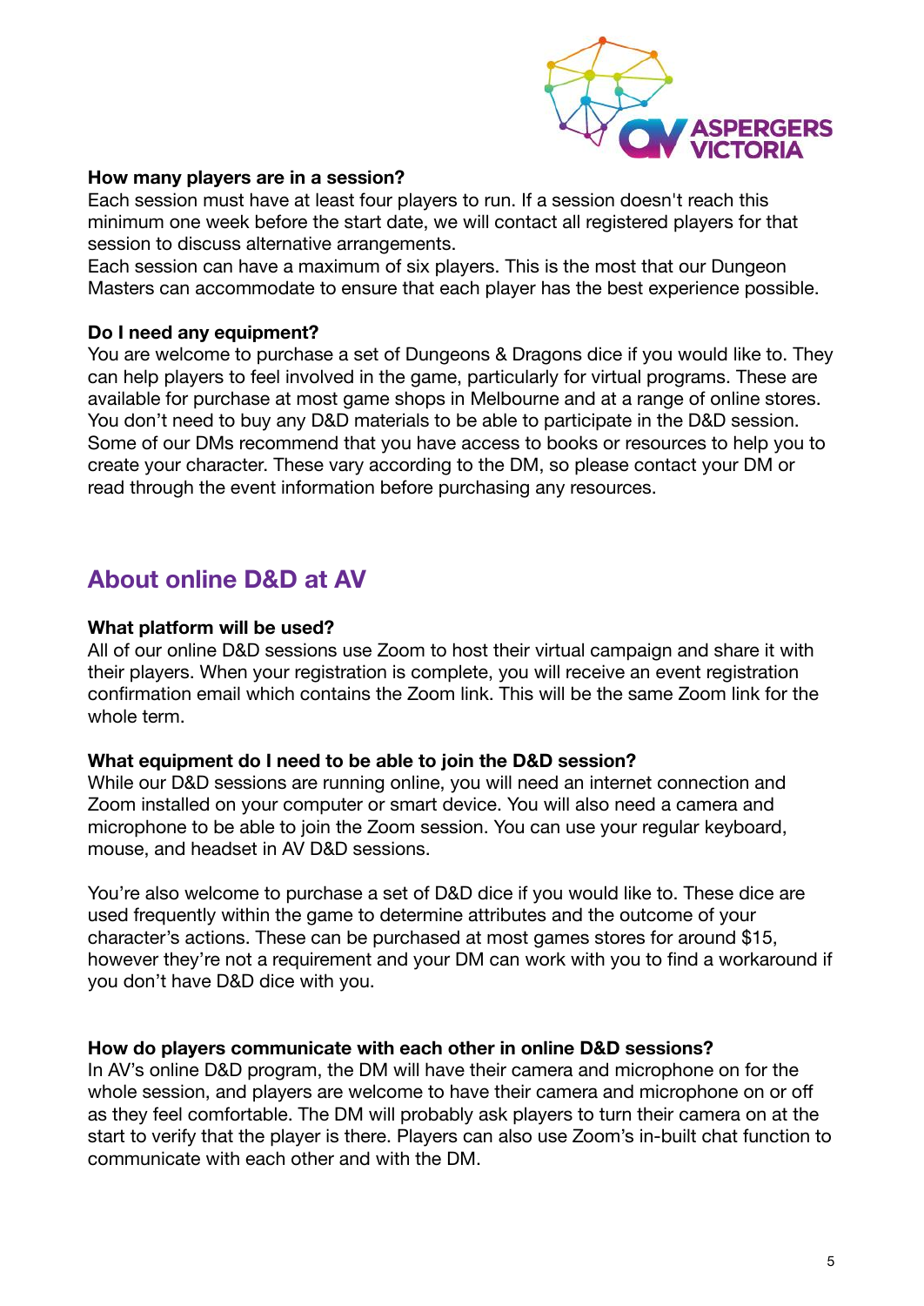**How many players are in a session?**
Each session must have at least four players to run. If a session doesn't reach this minimum one week before the start date, we will contact all registered players for that session to discuss alternative arrangements.
Each session can have a maximum of six players. This is the most that our Dungeon Masters can accommodate to ensure that each player has the best experience possible.

**Do I need any equipment?**
You are welcome to purchase a set of Dungeons & Dragons dice if you would like to. They can help players to feel involved in the game, particularly for virtual programs. These are available for purchase at most game shops in Melbourne and at a range of online stores. You don't need to buy any D&D materials to be able to participate in the D&D session. Some of our DMs recommend that you have access to books or resources to help you to create your character. These vary according to the DM, so please contact your DM or read through the event information before purchasing any resources.

## About online D&D at AV

**What platform will be used?**
All of our online D&D sessions use Zoom to host their virtual campaign and share it with their players. When your registration is complete, you will receive an event registration confirmation email which contains the Zoom link. This will be the same Zoom link for the whole term.

**What equipment do I need to be able to join the D&D session?**
While our D&D sessions are running online, you will need an internet connection and Zoom installed on your computer or smart device. You will also need a camera and microphone to be able to join the Zoom session. You can use your regular keyboard, mouse, and headset in AV D&D sessions.

You're also welcome to purchase a set of D&D dice if you would like to. These dice are used frequently within the game to determine attributes and the outcome of your character's actions. These can be purchased at most games stores for around $15, however they're not a requirement and your DM can work with you to find a workaround if you don't have D&D dice with you.

**How do players communicate with each other in online D&D sessions?**
In AV's online D&D program, the DM will have their camera and microphone on for the whole session, and players are welcome to have their camera and microphone on or off as they feel comfortable. The DM will probably ask players to turn their camera on at the start to verify that the player is there. Players can also use Zoom's in-built chat function to communicate with each other and with the DM.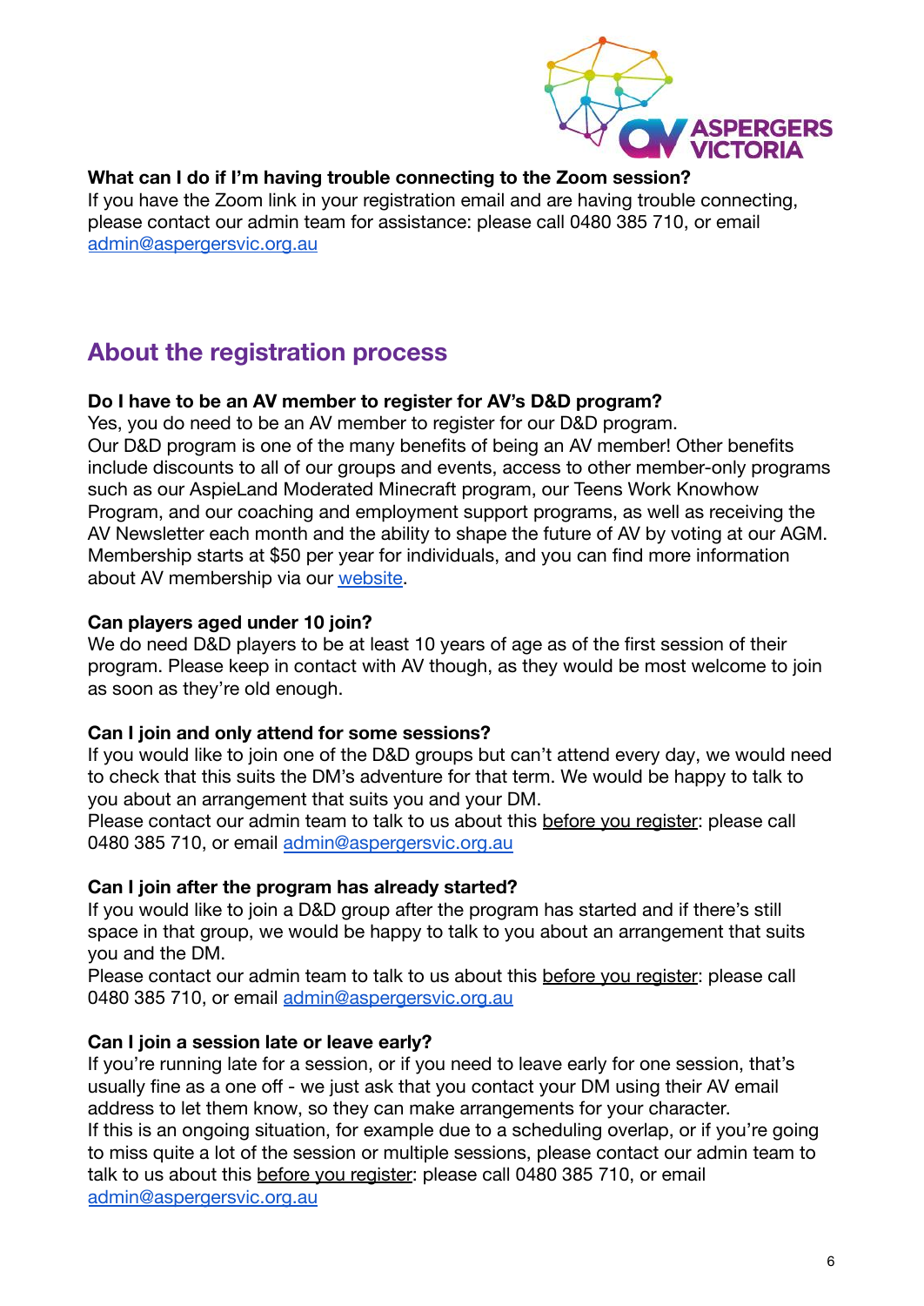**What can I do if I'm having trouble connecting to the Zoom session?**
If you have the Zoom link in your registration email and are having trouble connecting, please contact our admin team for assistance: please call 0480 385 710, or email [admin@aspergersvic.org.au](mailto:admin@aspergersvic.org.au)

## About the registration process

**Do I have to be an AV member to register for AV's D&D program?**
Yes, you do need to be an AV member to register for our D&D program.
Our D&D program is one of the many benefits of being an AV member! Other benefits include discounts to all of our groups and events, access to other member-only programs such as our AspieLand Moderated Minecraft program, our Teens Work Knowhow Program, and our coaching and employment support programs, as well as receiving the AV Newsletter each month and the ability to shape the future of AV by voting at our AGM. Membership starts at $50 per year for individuals, and you can find more information about AV membership via our [website](#).

**Can players aged under 10 join?**
We do need D&D players to be at least 10 years of age as of the first session of their program. Please keep in contact with AV though, as they would be most welcome to join as soon as they're old enough.

**Can I join and only attend for some sessions?**
If you would like to join one of the D&D groups but can't attend every day, we would need to check that this suits the DM's adventure for that term. We would be happy to talk to you about an arrangement that suits you and your DM.
Please contact our admin team to talk to us about this <u>before you register</u>: please call 0480 385 710, or email [admin@aspergersvic.org.au](mailto:admin@aspergersvic.org.au)

**Can I join after the program has already started?**
If you would like to join a D&D group after the program has started and if there's still space in that group, we would be happy to talk to you about an arrangement that suits you and the DM.
Please contact our admin team to talk to us about this <u>before you register</u>: please call 0480 385 710, or email [admin@aspergersvic.org.au](mailto:admin@aspergersvic.org.au)

**Can I join a session late or leave early?**
If you're running late for a session, or if you need to leave early for one session, that's usually fine as a one off - we just ask that you contact your DM using their AV email address to let them know, so they can make arrangements for your character.
If this is an ongoing situation, for example due to a scheduling overlap, or if you're going to miss quite a lot of the session or multiple sessions, please contact our admin team to talk to us about this <u>before you register</u>: please call 0480 385 710, or email [admin@aspergersvic.org.au](mailto:admin@aspergersvic.org.au)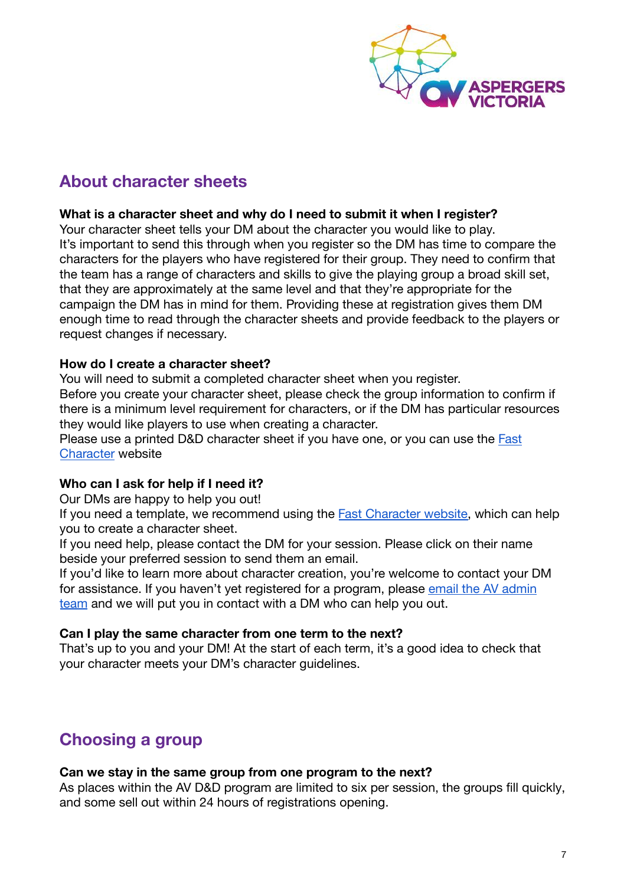## About character sheets

**What is a character sheet and why do I need to submit it when I register?**
Your character sheet tells your DM about the character you would like to play.
It's important to send this through when you register so the DM has time to compare the characters for the players who have registered for their group. They need to confirm that the team has a range of characters and skills to give the playing group a broad skill set, that they are approximately at the same level and that they're appropriate for the campaign the DM has in mind for them. Providing these at registration gives them DM enough time to read through the character sheets and provide feedback to the players or request changes if necessary.

**How do I create a character sheet?**
You will need to submit a completed character sheet when you register.
Before you create your character sheet, please check the group information to confirm if there is a minimum level requirement for characters, or if the DM has particular resources they would like players to use when creating a character.
Please use a printed D&D character sheet if you have one, or you can use the Fast Character website

**Who can I ask for help if I need it?**
Our DMs are happy to help you out!
If you need a template, we recommend using the Fast Character website, which can help you to create a character sheet.
If you need help, please contact the DM for your session. Please click on their name beside your preferred session to send them an email.
If you'd like to learn more about character creation, you're welcome to contact your DM for assistance. If you haven't yet registered for a program, please email the AV admin team and we will put you in contact with a DM who can help you out.

**Can I play the same character from one term to the next?**
That's up to you and your DM! At the start of each term, it's a good idea to check that your character meets your DM's character guidelines.

## Choosing a group

**Can we stay in the same group from one program to the next?**
As places within the AV D&D program are limited to six per session, the groups fill quickly, and some sell out within 24 hours of registrations opening.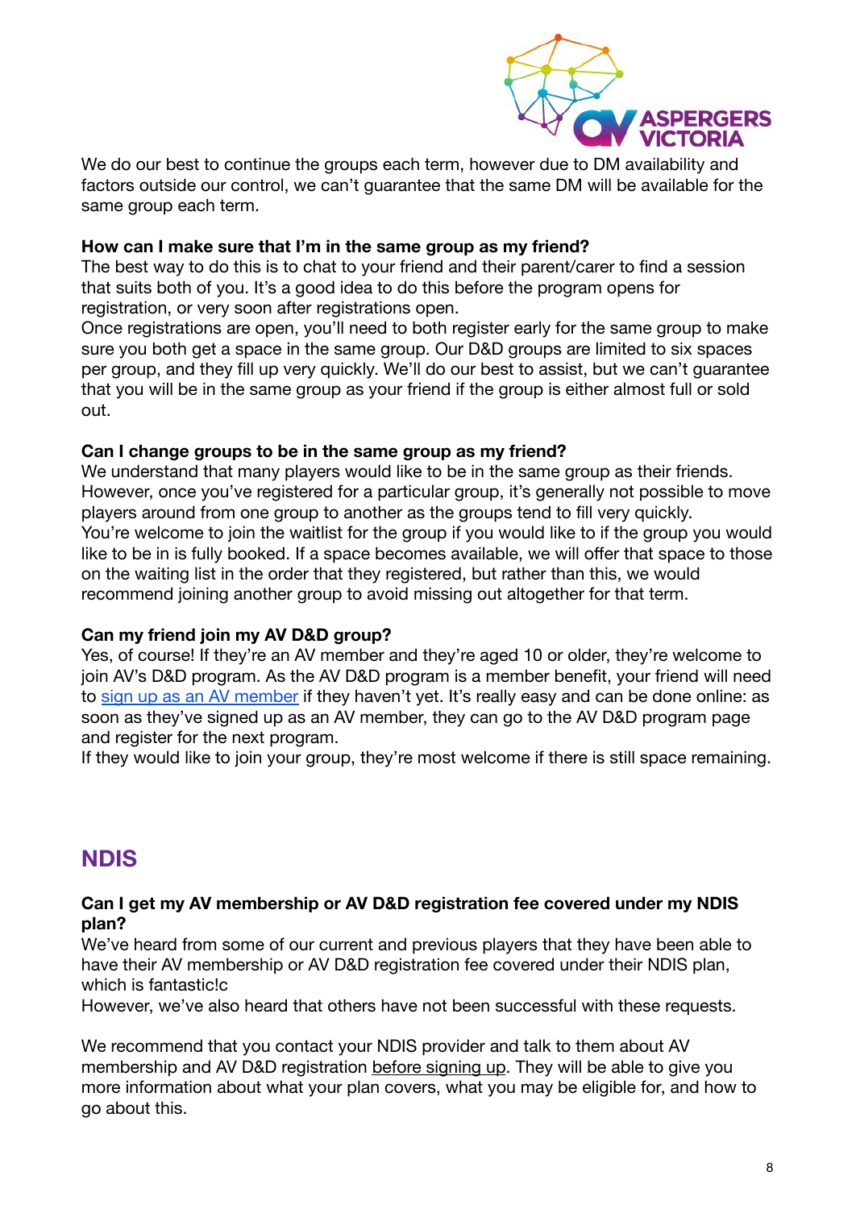We do our best to continue the groups each term, however due to DM availability and factors outside our control, we can't guarantee that the same DM will be available for the same group each term.

**How can I make sure that I'm in the same group as my friend?**
The best way to do this is to chat to your friend and their parent/carer to find a session that suits both of you. It's a good idea to do this before the program opens for registration, or very soon after registrations open.
Once registrations are open, you'll need to both register early for the same group to make sure you both get a space in the same group. Our D&D groups are limited to six spaces per group, and they fill up very quickly. We'll do our best to assist, but we can't guarantee that you will be in the same group as your friend if the group is either almost full or sold out.

**Can I change groups to be in the same group as my friend?**
We understand that many players would like to be in the same group as their friends. However, once you've registered for a particular group, it's generally not possible to move players around from one group to another as the groups tend to fill very quickly.
You're welcome to join the waitlist for the group if you would like to if the group you would like to be in is fully booked. If a space becomes available, we will offer that space to those on the waiting list in the order that they registered, but rather than this, we would recommend joining another group to avoid missing out altogether for that term.

**Can my friend join my AV D&D group?**
Yes, of course! If they're an AV member and they're aged 10 or older, they're welcome to join AV's D&D program. As the AV D&D program is a member benefit, your friend will need to sign up as an AV member if they haven't yet. It's really easy and can be done online: as soon as they've signed up as an AV member, they can go to the AV D&D program page and register for the next program.
If they would like to join your group, they're most welcome if there is still space remaining.

## NDIS

**Can I get my AV membership or AV D&D registration fee covered under my NDIS plan?**
We've heard from some of our current and previous players that they have been able to have their AV membership or AV D&D registration fee covered under their NDIS plan, which is fantastic!c
However, we've also heard that others have not been successful with these requests.

We recommend that you contact your NDIS provider and talk to them about AV membership and AV D&D registration before signing up. They will be able to give you more information about what your plan covers, what you may be eligible for, and how to go about this.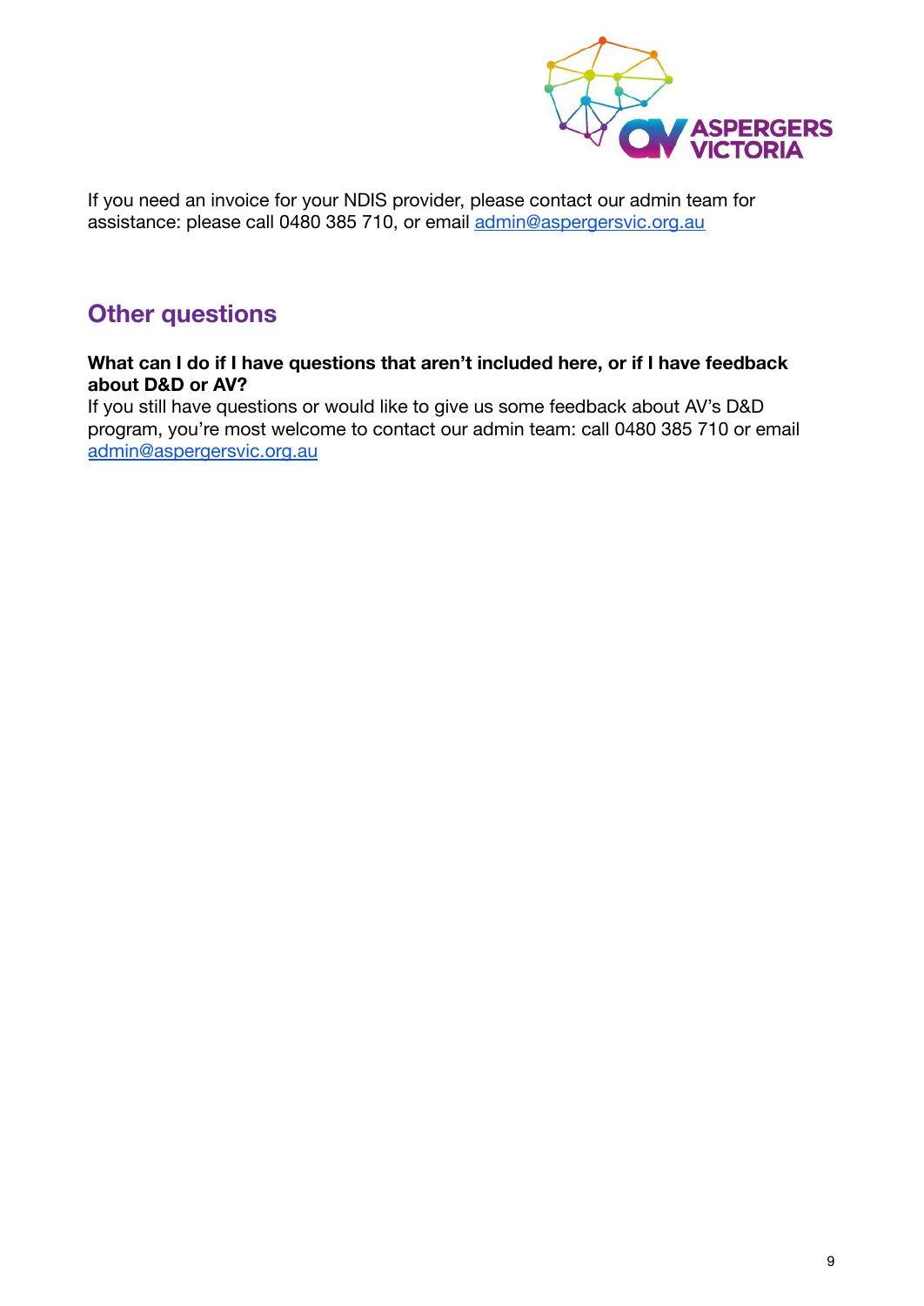If you need an invoice for your NDIS provider, please contact our admin team for assistance: please call 0480 385 710, or email admin@aspergersvic.org.au

## Other questions

**What can I do if I have questions that aren't included here, or if I have feedback about D&D or AV?**

If you still have questions or would like to give us some feedback about AV's D&D program, you're most welcome to contact our admin team: call 0480 385 710 or email admin@aspergersvic.org.au